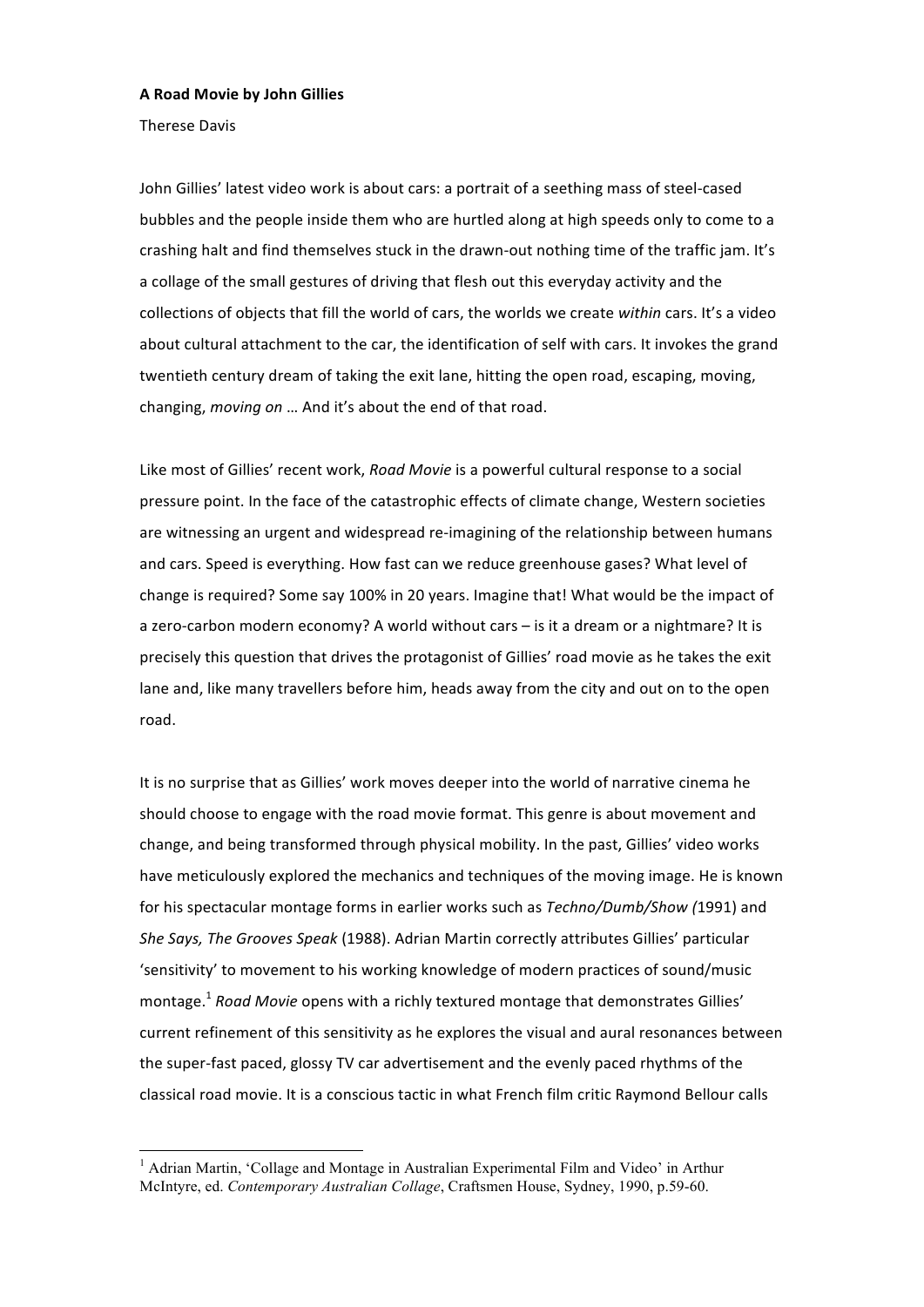**A Road Movie by John Gillies**

Therese Davis

John Gillies' latest video work is about cars: a portrait of a seething mass of steel-cased bubbles and the people inside them who are hurtled along at high speeds only to come to a crashing halt and find themselves stuck in the drawn-out nothing time of the traffic jam. It's a collage of the small gestures of driving that flesh out this everyday activity and the collections of objects that fill the world of cars, the worlds we create *within* cars. It's a video about cultural attachment to the car, the identification of self with cars. It invokes the grand twentieth century dream of taking the exit lane, hitting the open road, escaping, moving, changing, *moving on* … And it's about the end of that road.

Like most of Gillies' recent work, *Road Movie* is a powerful cultural response to a social pressure point. In the face of the catastrophic effects of climate change, Western societies are witnessing an urgent and widespread re-imagining of the relationship between humans and cars. Speed is everything. How fast can we reduce greenhouse gases? What level of change is required? Some say 100% in 20 years. Imagine that! What would be the impact of a zero-carbon modern economy? A world without cars – is it a dream or a nightmare? It is precisely this question that drives the protagonist of Gillies' road movie as he takes the exit lane and, like many travellers before him, heads away from the city and out on to the open road.

It is no surprise that as Gillies' work moves deeper into the world of narrative cinema he should choose to engage with the road movie format. This genre is about movement and change, and being transformed through physical mobility. In the past, Gillies' video works have meticulously explored the mechanics and techniques of the moving image. He is known for his spectacular montage forms in earlier works such as *Techno/Dumb/Show (*1991) and *She Says, The Grooves Speak* (1988). Adrian Martin correctly attributes Gillies' particular 'sensitivity' to movement to his working knowledge of modern practices of sound/music montage.[1] *Road Movie* opens with a richly textured montage that demonstrates Gillies' current refinement of this sensitivity as he explores the visual and aural resonances between the super-fast paced, glossy TV car advertisement and the evenly paced rhythms of the classical road movie. It is a conscious tactic in what French film critic Raymond Bellour calls

[1] Adrian Martin, 'Collage and Montage in Australian Experimental Film and Video' in Arthur McIntyre, ed. *Contemporary Australian Collage*, Craftsmen House, Sydney, 1990, p.59-60.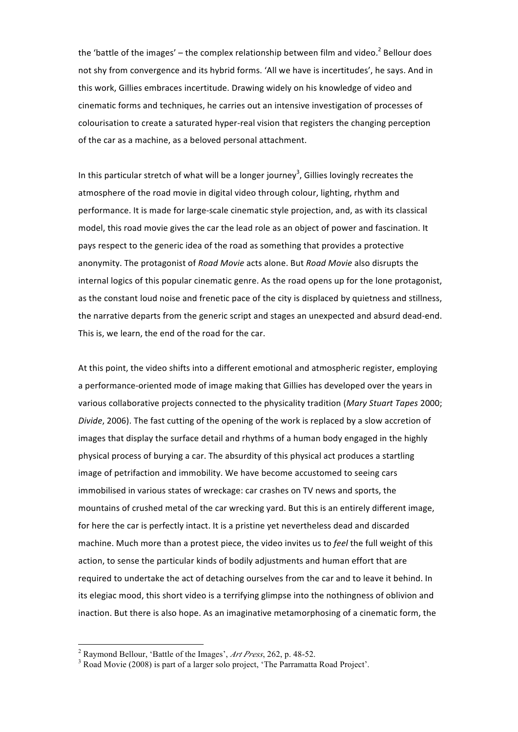the 'battle of the images' – the complex relationship between film and video.[2] Bellour does not shy from convergence and its hybrid forms. 'All we have is incertitudes', he says. And in this work, Gillies embraces incertitude. Drawing widely on his knowledge of video and cinematic forms and techniques, he carries out an intensive investigation of processes of colourisation to create a saturated hyper-real vision that registers the changing perception of the car as a machine, as a beloved personal attachment.

In this particular stretch of what will be a longer journey[3], Gillies lovingly recreates the atmosphere of the road movie in digital video through colour, lighting, rhythm and performance. It is made for large-scale cinematic style projection, and, as with its classical model, this road movie gives the car the lead role as an object of power and fascination. It pays respect to the generic idea of the road as something that provides a protective anonymity. The protagonist of *Road Movie* acts alone. But *Road Movie* also disrupts the internal logics of this popular cinematic genre. As the road opens up for the lone protagonist, as the constant loud noise and frenetic pace of the city is displaced by quietness and stillness, the narrative departs from the generic script and stages an unexpected and absurd dead-end. This is, we learn, the end of the road for the car.

At this point, the video shifts into a different emotional and atmospheric register, employing a performance-oriented mode of image making that Gillies has developed over the years in various collaborative projects connected to the physicality tradition (*Mary Stuart Tapes* 2000; *Divide*, 2006). The fast cutting of the opening of the work is replaced by a slow accretion of images that display the surface detail and rhythms of a human body engaged in the highly physical process of burying a car. The absurdity of this physical act produces a startling image of petrifaction and immobility. We have become accustomed to seeing cars immobilised in various states of wreckage: car crashes on TV news and sports, the mountains of crushed metal of the car wrecking yard. But this is an entirely different image, for here the car is perfectly intact. It is a pristine yet nevertheless dead and discarded machine. Much more than a protest piece, the video invites us to *feel* the full weight of this action, to sense the particular kinds of bodily adjustments and human effort that are required to undertake the act of detaching ourselves from the car and to leave it behind. In its elegiac mood, this short video is a terrifying glimpse into the nothingness of oblivion and inaction. But there is also hope. As an imaginative metamorphosing of a cinematic form, the

---

[2] Raymond Bellour, 'Battle of the Images', *Art Press*, 262, p. 48-52.

[3] Road Movie (2008) is part of a larger solo project, 'The Parramatta Road Project'.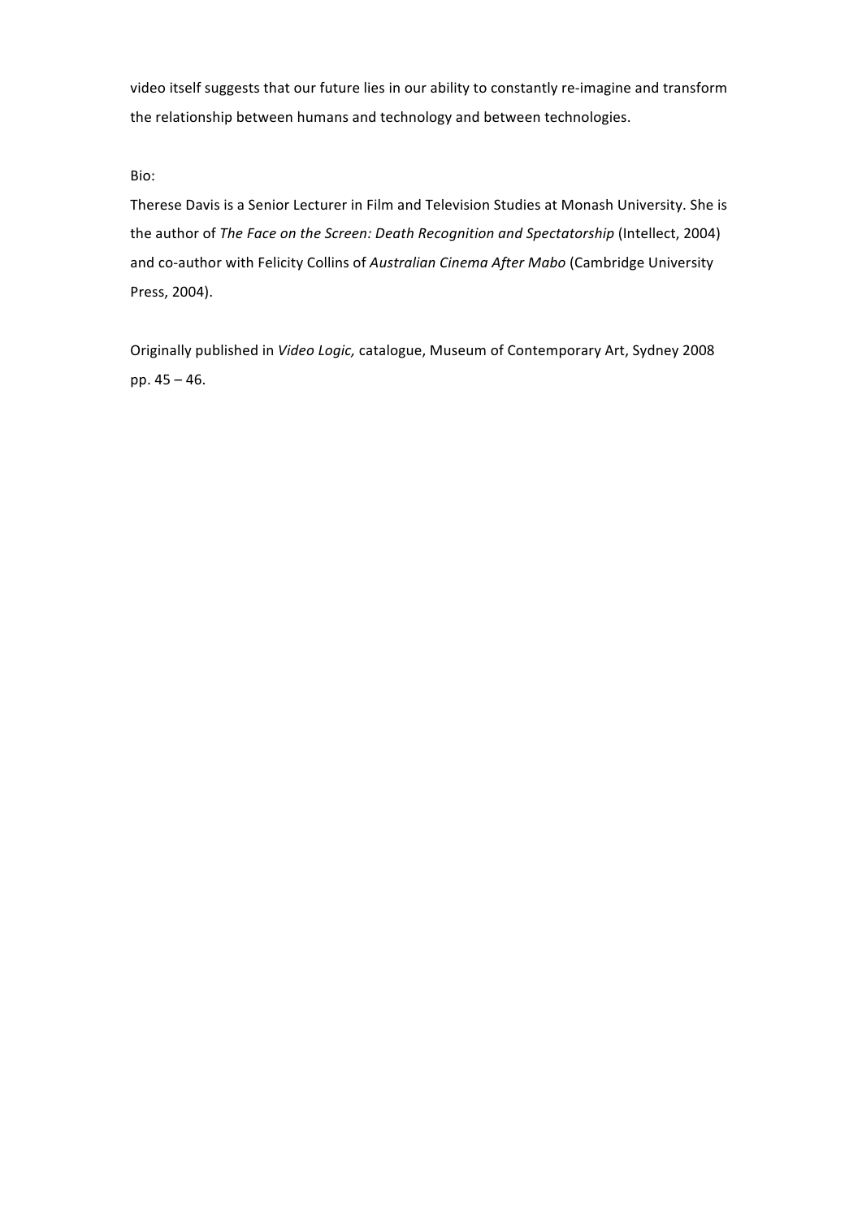video itself suggests that our future lies in our ability to constantly re-imagine and transform the relationship between humans and technology and between technologies.

Bio:

Therese Davis is a Senior Lecturer in Film and Television Studies at Monash University. She is the author of *The Face on the Screen: Death Recognition and Spectatorship* (Intellect, 2004) and co-author with Felicity Collins of *Australian Cinema After Mabo* (Cambridge University Press, 2004).

Originally published in *Video Logic,* catalogue, Museum of Contemporary Art, Sydney 2008 pp. 45 – 46.